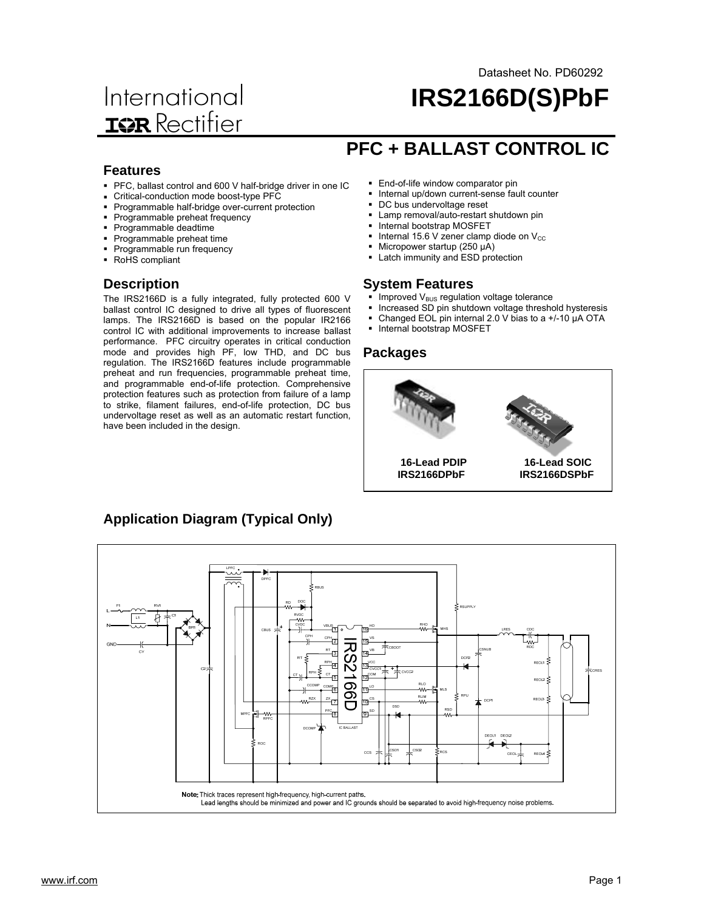Datasheet No. PD60292

International
IOR Rectifier

# IRS2166D(S)PbF

## PFC + BALLAST CONTROL IC

### Features

- PFC, ballast control and 600 V half-bridge driver in one IC
- Critical-conduction mode boost-type PFC
- Programmable half-bridge over-current protection
- Programmable preheat frequency
- Programmable deadtime
- Programmable preheat time
- Programmable run frequency
- RoHS compliant
- End-of-life window comparator pin
- Internal up/down current-sense fault counter
- DC bus undervoltage reset
- Lamp removal/auto-restart shutdown pin
- Internal bootstrap MOSFET
- Internal 15.6 V zener clamp diode on $V_{CC}$
- Micropower startup (250 μA)
- Latch immunity and ESD protection

### Description

The IRS2166D is a fully integrated, fully protected 600 V ballast control IC designed to drive all types of fluorescent lamps. The IRS2166D is based on the popular IR2166 control IC with additional improvements to increase ballast performance. PFC circuitry operates in critical conduction mode and provides high PF, low THD, and DC bus regulation. The IRS2166D features include programmable preheat and run frequencies, programmable preheat time, and programmable end-of-life protection. Comprehensive protection features such as protection from failure of a lamp to strike, filament failures, end-of-life protection, DC bus undervoltage reset as well as an automatic restart function, have been included in the design.

### System Features

- Improved $V_{BUS}$ regulation voltage tolerance
- Increased SD pin shutdown voltage threshold hysteresis
- Changed EOL pin internal 2.0 V bias to a +/-10 μA OTA
- Internal bootstrap MOSFET

### Packages

16-Lead PDIP
IRS2166DPbF

16-Lead SOIC
IRS2166DSPbF

### Application Diagram (Typical Only)

**Note:** Thick traces represent high-frequency, high-current paths.
Lead lengths should be minimized and power and IC grounds should be separated to avoid high-frequency noise problems.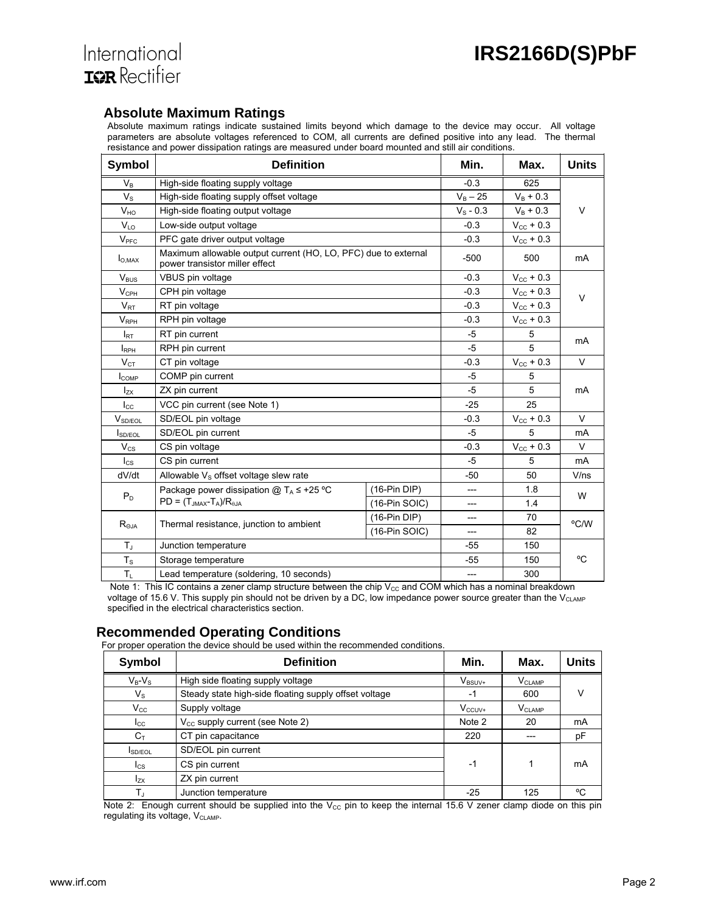## Absolute Maximum Ratings

Absolute maximum ratings indicate sustained limits beyond which damage to the device may occur. All voltage parameters are absolute voltages referenced to COM, all currents are defined positive into any lead. The thermal resistance and power dissipation ratings are measured under board mounted and still air conditions.

| Symbol | Definition | | Min. | Max. | Units |
|---|---|---|---|---|---|
| $V_B$ | High-side floating supply voltage | | -0.3 | 625 | V |
| $V_S$ | High-side floating supply offset voltage | | $V_B - 25$ | $V_B + 0.3$ | |
| $V_{HO}$ | High-side floating output voltage | | $V_S$ - 0.3 | $V_B + 0.3$ | |
| $V_{LO}$ | Low-side output voltage | | -0.3 | $V_{CC} + 0.3$ | |
| $V_{PFC}$ | PFC gate driver output voltage | | -0.3 | $V_{CC} + 0.3$ | |
| $I_{O,MAX}$ | Maximum allowable output current (HO, LO, PFC) due to external power transistor miller effect | | -500 | 500 | mA |
| $V_{BUS}$ | VBUS pin voltage | | -0.3 | $V_{CC} + 0.3$ | V |
| $V_{CPH}$ | CPH pin voltage | | -0.3 | $V_{CC} + 0.3$ | |
| $V_{RT}$ | RT pin voltage | | -0.3 | $V_{CC} + 0.3$ | |
| $V_{RPH}$ | RPH pin voltage | | -0.3 | $V_{CC} + 0.3$ | |
| $I_{RT}$ | RT pin current | | -5 | 5 | mA |
| $I_{RPH}$ | RPH pin current | | -5 | 5 | |
| $V_{CT}$ | CT pin voltage | | -0.3 | $V_{CC} + 0.3$ | V |
| $I_{COMP}$ | COMP pin current | | -5 | 5 | mA |
| $I_{ZX}$ | ZX pin current | | -5 | 5 | |
| $I_{CC}$ | VCC pin current (see Note 1) | | -25 | 25 | |
| $V_{SD/EOL}$ | SD/EOL pin voltage | | -0.3 | $V_{CC} + 0.3$ | V |
| $I_{SD/EOL}$ | SD/EOL pin current | | -5 | 5 | mA |
| $V_{CS}$ | CS pin voltage | | -0.3 | $V_{CC} + 0.3$ | V |
| $I_{CS}$ | CS pin current | | -5 | 5 | mA |
| dV/dt | Allowable $V_S$ offset voltage slew rate | | -50 | 50 | V/ns |
| $P_D$ | Package power dissipation @ $T_A \leq +25$ ºC $PD = (T_{JMAX}-T_A)/R_{\theta JA}$ | (16-Pin DIP) | --- | 1.8 | W |
| | | (16-Pin SOIC) | --- | 1.4 | |
| $R_{\theta JA}$ | Thermal resistance, junction to ambient | (16-Pin DIP) | --- | 70 | ºC/W |
| | | (16-Pin SOIC) | --- | 82 | |
| $T_J$ | Junction temperature | | -55 | 150 | ºC |
| $T_S$ | Storage temperature | | -55 | 150 | |
| $T_L$ | Lead temperature (soldering, 10 seconds) | | --- | 300 | |

Note 1: This IC contains a zener clamp structure between the chip $V_{CC}$ and COM which has a nominal breakdown voltage of 15.6 V. This supply pin should not be driven by a DC, low impedance power source greater than the $V_{CLAMP}$ specified in the electrical characteristics section.

## Recommended Operating Conditions

For proper operation the device should be used within the recommended conditions.

| Symbol | Definition | Min. | Max. | Units |
|---|---|---|---|---|
| $V_B$-$V_S$ | High side floating supply voltage | $V_{BSUV+}$ | $V_{CLAMP}$ | V |
| $V_S$ | Steady state high-side floating supply offset voltage | -1 | 600 | |
| $V_{CC}$ | Supply voltage | $V_{CCUV+}$ | $V_{CLAMP}$ | |
| $I_{CC}$ | $V_{CC}$ supply current (see Note 2) | Note 2 | 20 | mA |
| $C_T$ | CT pin capacitance | 220 | --- | pF |
| $I_{SD/EOL}$ | SD/EOL pin current | -1 | 1 | mA |
| $I_{CS}$ | CS pin current | | | |
| $I_{ZX}$ | ZX pin current | | | |
| $T_J$ | Junction temperature | -25 | 125 | ºC |

Note 2: Enough current should be supplied into the $V_{CC}$ pin to keep the internal 15.6 V zener clamp diode on this pin regulating its voltage, $V_{CLAMP}$.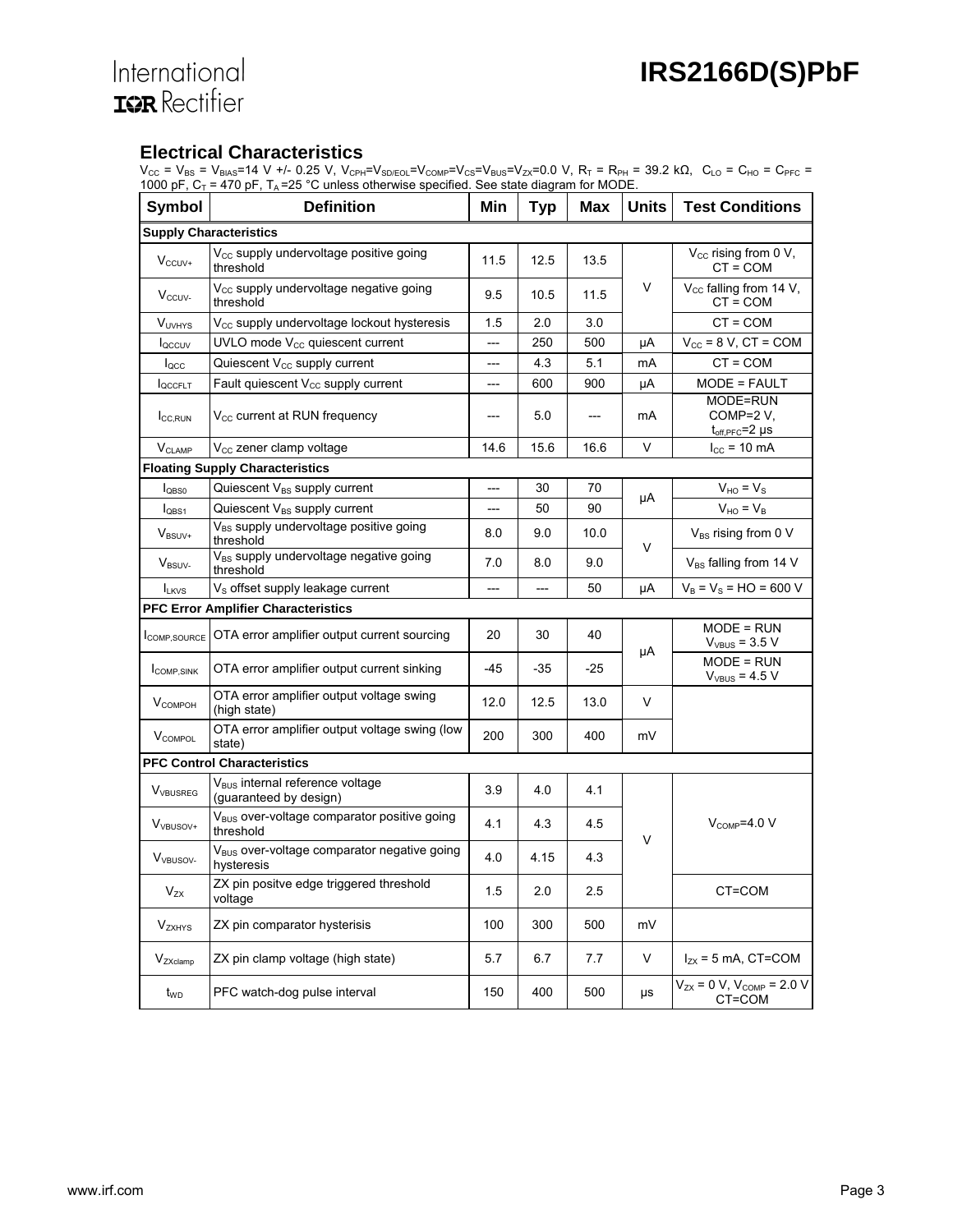## Electrical Characteristics

$V_{CC}$ = $V_{BS}$ = $V_{BIAS}$=14 V +/- 0.25 V, $V_{CPH}$=$V_{SD/EOL}$=$V_{COMP}$=$V_{CS}$=$V_{BUS}$=$V_{ZX}$=0.0 V, $R_T$ = $R_{PH}$ = 39.2 kΩ, $C_{LO}$ = $C_{HO}$ = $C_{PFC}$ = 1000 pF, $C_T$ = 470 pF, $T_A$=25 °C unless otherwise specified. See state diagram for MODE.

| Symbol | Definition | Min | Typ | Max | Units | Test Conditions |
|---|---|---|---|---|---|---|
| **Supply Characteristics** | | | | | | |
| $V_{CCUV+}$ | $V_{CC}$ supply undervoltage positive going threshold | 11.5 | 12.5 | 13.5 | V | $V_{CC}$ rising from 0 V, CT = COM |
| $V_{CCUV-}$ | $V_{CC}$ supply undervoltage negative going threshold | 9.5 | 10.5 | 11.5 | V | $V_{CC}$ falling from 14 V, CT = COM |
| $V_{UVHYS}$ | $V_{CC}$ supply undervoltage lockout hysteresis | 1.5 | 2.0 | 3.0 | V | CT = COM |
| $I_{QCCUV}$ | UVLO mode $V_{CC}$ quiescent current | --- | 250 | 500 | µA | $V_{CC}$ = 8 V, CT = COM |
| $I_{QCC}$ | Quiescent $V_{CC}$ supply current | --- | 4.3 | 5.1 | mA | CT = COM |
| $I_{QCCFLT}$ | Fault quiescent $V_{CC}$ supply current | --- | 600 | 900 | µA | MODE = FAULT |
| $I_{CC,RUN}$ | $V_{CC}$ current at RUN frequency | --- | 5.0 | --- | mA | MODE=RUN COMP=2 V, $t_{off,PFC}$=2 µs |
| $V_{CLAMP}$ | $V_{CC}$ zener clamp voltage | 14.6 | 15.6 | 16.6 | V | $I_{CC}$ = 10 mA |
| **Floating Supply Characteristics** | | | | | | |
| $I_{QBS0}$ | Quiescent $V_{BS}$ supply current | --- | 30 | 70 | µA | $V_{HO}$ = $V_S$ |
| $I_{QBS1}$ | Quiescent $V_{BS}$ supply current | --- | 50 | 90 | µA | $V_{HO}$ = $V_B$ |
| $V_{BSUV+}$ | $V_{BS}$ supply undervoltage positive going threshold | 8.0 | 9.0 | 10.0 | V | $V_{BS}$ rising from 0 V |
| $V_{BSUV-}$ | $V_{BS}$ supply undervoltage negative going threshold | 7.0 | 8.0 | 9.0 | V | $V_{BS}$ falling from 14 V |
| $I_{LKVS}$ | $V_S$ offset supply leakage current | --- | --- | 50 | µA | $V_B$ = $V_S$ = HO = 600 V |
| **PFC Error Amplifier Characteristics** | | | | | | |
| $I_{COMP,SOURCE}$ | OTA error amplifier output current sourcing | 20 | 30 | 40 | µA | MODE = RUN $V_{VBUS}$ = 3.5 V |
| $I_{COMP,SINK}$ | OTA error amplifier output current sinking | -45 | -35 | -25 | µA | MODE = RUN $V_{VBUS}$ = 4.5 V |
| $V_{COMPOH}$ | OTA error amplifier output voltage swing (high state) | 12.0 | 12.5 | 13.0 | V | |
| $V_{COMPOL}$ | OTA error amplifier output voltage swing (low state) | 200 | 300 | 400 | mV | |
| **PFC Control Characteristics** | | | | | | |
| $V_{VBUSREG}$ | $V_{BUS}$ internal reference voltage (guaranteed by design) | 3.9 | 4.0 | 4.1 | V | $V_{COMP}$=4.0 V |
| $V_{VBUSOV+}$ | $V_{BUS}$ over-voltage comparator positive going threshold | 4.1 | 4.3 | 4.5 | V | $V_{COMP}$=4.0 V |
| $V_{VBUSOV-}$ | $V_{BUS}$ over-voltage comparator negative going hysteresis | 4.0 | 4.15 | 4.3 | V | $V_{COMP}$=4.0 V |
| $V_{ZX}$ | ZX pin positve edge triggered threshold voltage | 1.5 | 2.0 | 2.5 | V | CT=COM |
| $V_{ZXHYS}$ | ZX pin comparator hysterisis | 100 | 300 | 500 | mV | |
| $V_{ZXclamp}$ | ZX pin clamp voltage (high state) | 5.7 | 6.7 | 7.7 | V | $I_{ZX}$ = 5 mA, CT=COM |
| $t_{WD}$ | PFC watch-dog pulse interval | 150 | 400 | 500 | µs | $V_{ZX}$ = 0 V, $V_{COMP}$ = 2.0 V CT=COM |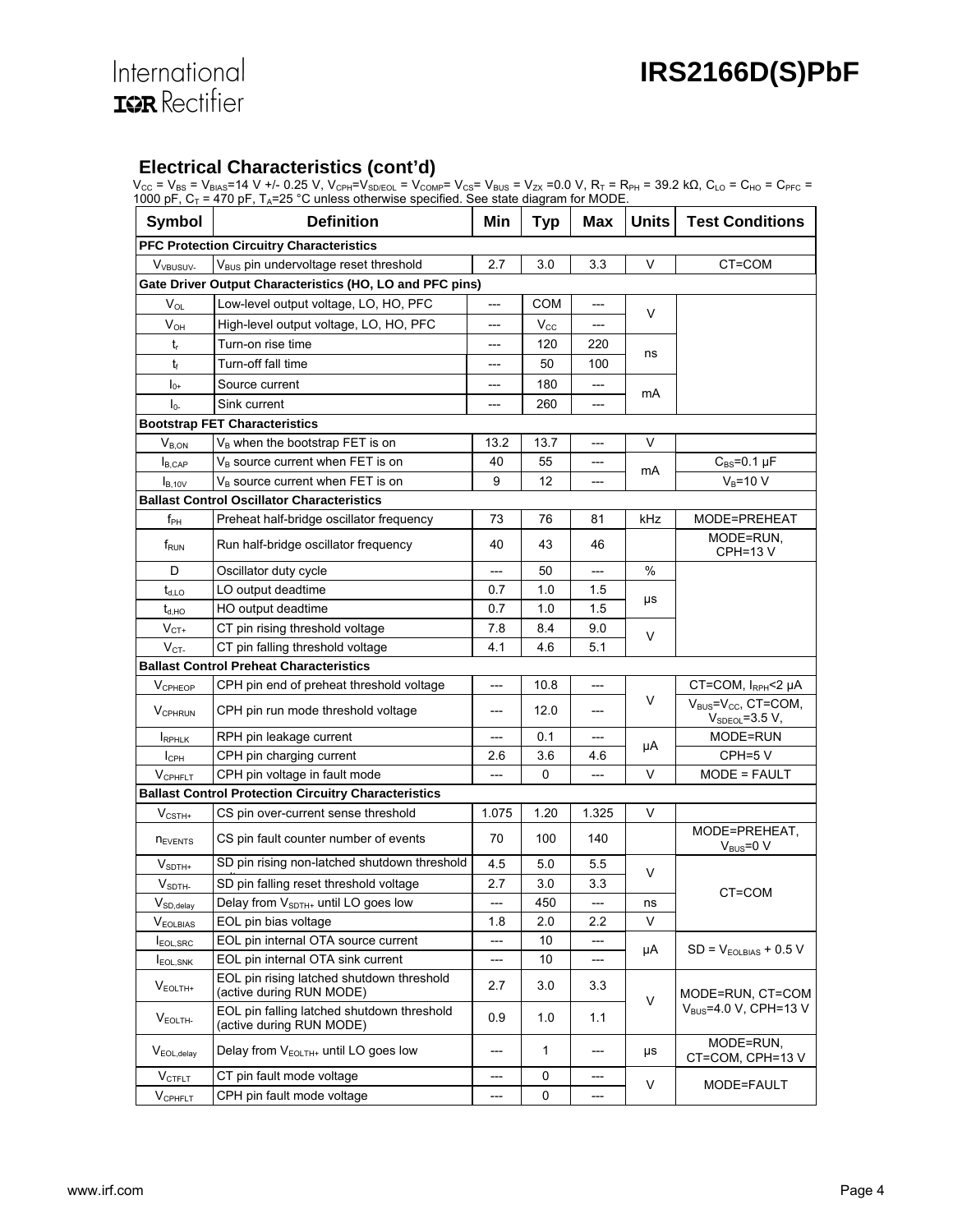## Electrical Characteristics (cont'd)

$V_{CC}$ = $V_{BS}$ = $V_{BIAS}$=14 V +/- 0.25 V, $V_{CPH}$=$V_{SD/EOL}$ = $V_{COMP}$= $V_{CS}$= $V_{BUS}$ = $V_{ZX}$ =0.0 V, $R_T$ = $R_{PH}$ = 39.2 kΩ, $C_{LO}$ = $C_{HO}$ = $C_{PFC}$ = 1000 pF, $C_T$ = 470 pF, $T_A$=25 °C unless otherwise specified. See state diagram for MODE.

| Symbol | Definition | Min | Typ | Max | Units | Test Conditions |
|---|---|---|---|---|---|---|
| **PFC Protection Circuitry Characteristics** | | | | | | |
| $V_{VBUSUV-}$ | $V_{BUS}$ pin undervoltage reset threshold | 2.7 | 3.0 | 3.3 | V | CT=COM |
| **Gate Driver Output Characteristics (HO, LO and PFC pins)** | | | | | | |
| $V_{OL}$ | Low-level output voltage, LO, HO, PFC | --- | COM | --- | V | |
| $V_{OH}$ | High-level output voltage, LO, HO, PFC | --- | $V_{CC}$ | --- | V | |
| $t_r$ | Turn-on rise time | --- | 120 | 220 | ns | |
| $t_f$ | Turn-off fall time | --- | 50 | 100 | ns | |
| $I_{0+}$ | Source current | --- | 180 | --- | mA | |
| $I_{0-}$ | Sink current | --- | 260 | --- | mA | |
| **Bootstrap FET Characteristics** | | | | | | |
| $V_{B,ON}$ | $V_B$ when the bootstrap FET is on | 13.2 | 13.7 | --- | V | |
| $I_{B,CAP}$ | $V_B$ source current when FET is on | 40 | 55 | --- | mA | $C_{BS}$=0.1 µF |
| $I_{B,10V}$ | $V_B$ source current when FET is on | 9 | 12 | --- | mA | $V_B$=10 V |
| **Ballast Control Oscillator Characteristics** | | | | | | |
| $f_{PH}$ | Preheat half-bridge oscillator frequency | 73 | 76 | 81 | kHz | MODE=PREHEAT |
| $f_{RUN}$ | Run half-bridge oscillator frequency | 40 | 43 | 46 | | MODE=RUN, CPH=13 V |
| D | Oscillator duty cycle | --- | 50 | --- | % | |
| $t_{d,LO}$ | LO output deadtime | 0.7 | 1.0 | 1.5 | µs | |
| $t_{d,HO}$ | HO output deadtime | 0.7 | 1.0 | 1.5 | µs | |
| $V_{CT+}$ | CT pin rising threshold voltage | 7.8 | 8.4 | 9.0 | V | |
| $V_{CT-}$ | CT pin falling threshold voltage | 4.1 | 4.6 | 5.1 | V | |
| **Ballast Control Preheat Characteristics** | | | | | | |
| $V_{CPHEOP}$ | CPH pin end of preheat threshold voltage | --- | 10.8 | --- | V | CT=COM, $I_{RPH}$<2 µA |
| $V_{CPHRUN}$ | CPH pin run mode threshold voltage | --- | 12.0 | --- | V | $V_{BUS}$=$V_{CC}$, CT=COM, $V_{SDEOL}$=3.5 V, |
| $I_{RPHLK}$ | RPH pin leakage current | --- | 0.1 | --- | µA | MODE=RUN |
| $I_{CPH}$ | CPH pin charging current | 2.6 | 3.6 | 4.6 | µA | CPH=5 V |
| $V_{CPHFLT}$ | CPH pin voltage in fault mode | --- | 0 | --- | V | MODE = FAULT |
| **Ballast Control Protection Circuitry Characteristics** | | | | | | |
| $V_{CSTH+}$ | CS pin over-current sense threshold | 1.075 | 1.20 | 1.325 | V | |
| $n_{EVENTS}$ | CS pin fault counter number of events | 70 | 100 | 140 | | MODE=PREHEAT, $V_{BUS}$=0 V |
| $V_{SDTH+}$ | SD pin rising non-latched shutdown threshold | 4.5 | 5.0 | 5.5 | V | CT=COM |
| $V_{SDTH-}$ | SD pin falling reset threshold voltage | 2.7 | 3.0 | 3.3 | V | CT=COM |
| $V_{SD,delay}$ | Delay from $V_{SDTH+}$ until LO goes low | --- | 450 | --- | ns | CT=COM |
| $V_{EOLBIAS}$ | EOL pin bias voltage | 1.8 | 2.0 | 2.2 | V | CT=COM |
| $I_{EOL,SRC}$ | EOL pin internal OTA source current | --- | 10 | --- | µA | SD = $V_{EOLBIAS}$ + 0.5 V |
| $I_{EOL,SNK}$ | EOL pin internal OTA sink current | --- | 10 | --- | µA | SD = $V_{EOLBIAS}$ + 0.5 V |
| $V_{EOLTH+}$ | EOL pin rising latched shutdown threshold (active during RUN MODE) | 2.7 | 3.0 | 3.3 | V | MODE=RUN, CT=COM $V_{BUS}$=4.0 V, CPH=13 V |
| $V_{EOLTH-}$ | EOL pin falling latched shutdown threshold (active during RUN MODE) | 0.9 | 1.0 | 1.1 | V | MODE=RUN, CT=COM $V_{BUS}$=4.0 V, CPH=13 V |
| $V_{EOL,delay}$ | Delay from $V_{EOLTH+}$ until LO goes low | --- | 1 | --- | µs | MODE=RUN, CT=COM, CPH=13 V |
| $V_{CTFLT}$ | CT pin fault mode voltage | --- | 0 | --- | V | MODE=FAULT |
| $V_{CPHFLT}$ | CPH pin fault mode voltage | --- | 0 | --- | V | MODE=FAULT |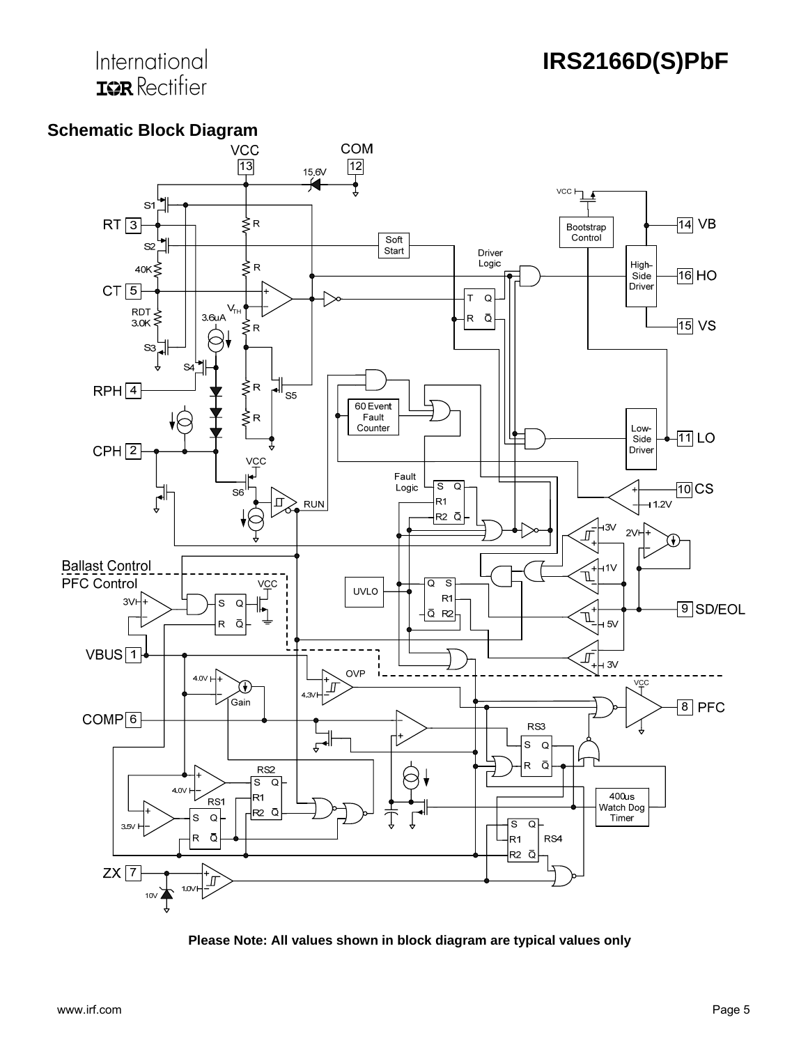## Schematic Block Diagram

**Please Note: All values shown in block diagram are typical values only**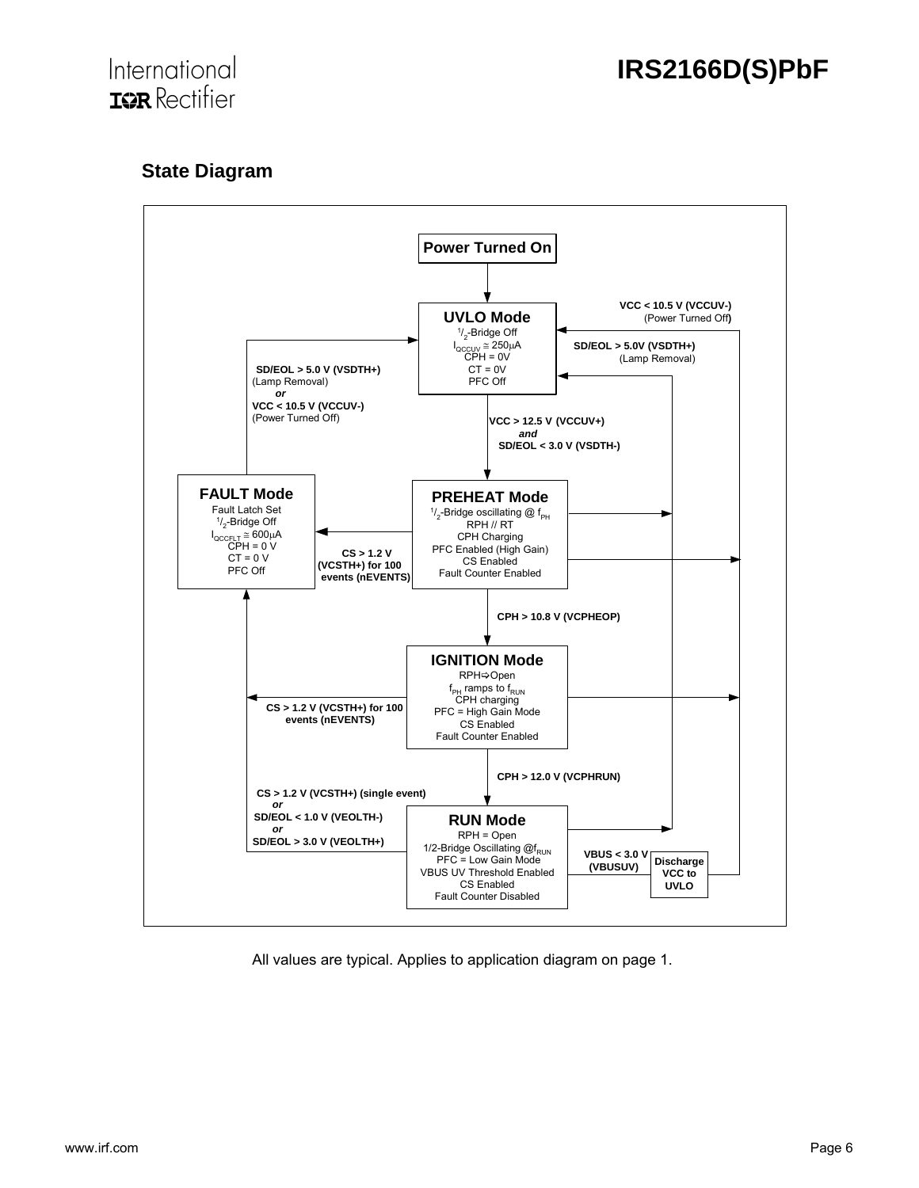## State Diagram

**Power Turned On**

**UVLO Mode**
- $^1/_2$-Bridge Off
- $I_{QCCUV} \cong 250\mu A$
- CPH = 0V
- CT = 0V
- PFC Off

**VCC > 12.5 V (VCCUV+)** *and* **SD/EOL < 3.0 V (VSDTH-)**

**PREHEAT Mode**
- $^1/_2$-Bridge oscillating @ $f_{PH}$
- RPH // RT
- CPH Charging
- PFC Enabled (High Gain)
- CS Enabled
- Fault Counter Enabled

**CPH > 10.8 V (VCPHEOP)**

**IGNITION Mode**
- RPH⇨Open
- $f_{PH}$ ramps to $f_{RUN}$
- CPH charging
- PFC = High Gain Mode
- CS Enabled
- Fault Counter Enabled

**CPH > 12.0 V (VCPHRUN)**

**RUN Mode**
- RPH = Open
- 1/2-Bridge Oscillating @$f_{RUN}$
- PFC = Low Gain Mode
- VBUS UV Threshold Enabled
- CS Enabled
- Fault Counter Disabled

**FAULT Mode**
- Fault Latch Set
- $^1/_2$-Bridge Off
- $I_{QCCFLT} \cong 600\mu A$
- CPH = 0 V
- CT = 0 V
- PFC Off

Transitions:
- PREHEAT → FAULT: **CS > 1.2 V (VCSTH+) for 100 events (nEVENTS)**
- IGNITION → FAULT: **CS > 1.2 V (VCSTH+) for 100 events (nEVENTS)**
- RUN → FAULT: **CS > 1.2 V (VCSTH+) (single event)** *or* **SD/EOL < 1.0 V (VEOLTH-)** *or* **SD/EOL > 3.0 V (VEOLTH+)**
- FAULT → UVLO: **SD/EOL > 5.0 V (VSDTH+)** (Lamp Removal) *or* **VCC < 10.5 V (VCCUV-)** (Power Turned Off)
- PREHEAT / IGNITION / RUN → UVLO: **VCC < 10.5 V (VCCUV-)** (Power Turned Off)
- PREHEAT / RUN → UVLO: **SD/EOL > 5.0V (VSDTH+)** (Lamp Removal)
- RUN → Discharge VCC to UVLO: **VBUS < 3.0 V (VBUSUV)**

All values are typical. Applies to application diagram on page 1.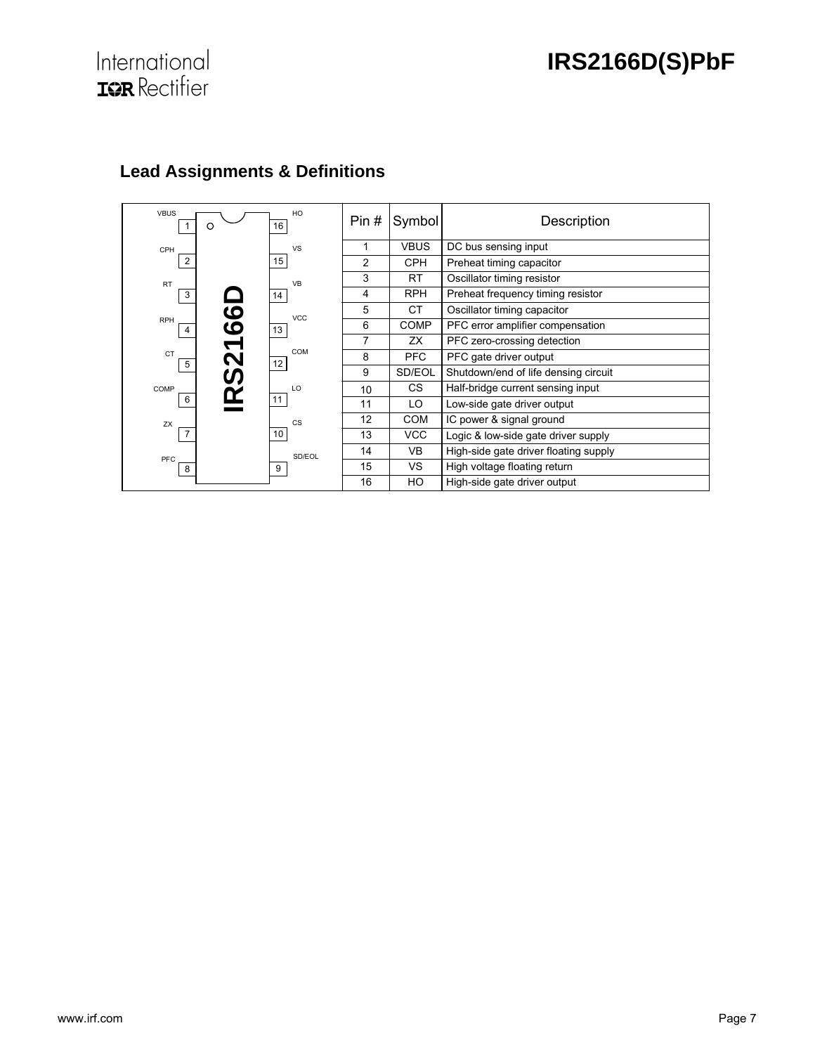## Lead Assignments & Definitions

| Pin # | Symbol | Description |
|---|---|---|
| 1 | VBUS | DC bus sensing input |
| 2 | CPH | Preheat timing capacitor |
| 3 | RT | Oscillator timing resistor |
| 4 | RPH | Preheat frequency timing resistor |
| 5 | CT | Oscillator timing capacitor |
| 6 | COMP | PFC error amplifier compensation |
| 7 | ZX | PFC zero-crossing detection |
| 8 | PFC | PFC gate driver output |
| 9 | SD/EOL | Shutdown/end of life densing circuit |
| 10 | CS | Half-bridge current sensing input |
| 11 | LO | Low-side gate driver output |
| 12 | COM | IC power & signal ground |
| 13 | VCC | Logic & low-side gate driver supply |
| 14 | VB | High-side gate driver floating supply |
| 15 | VS | High voltage floating return |
| 16 | HO | High-side gate driver output |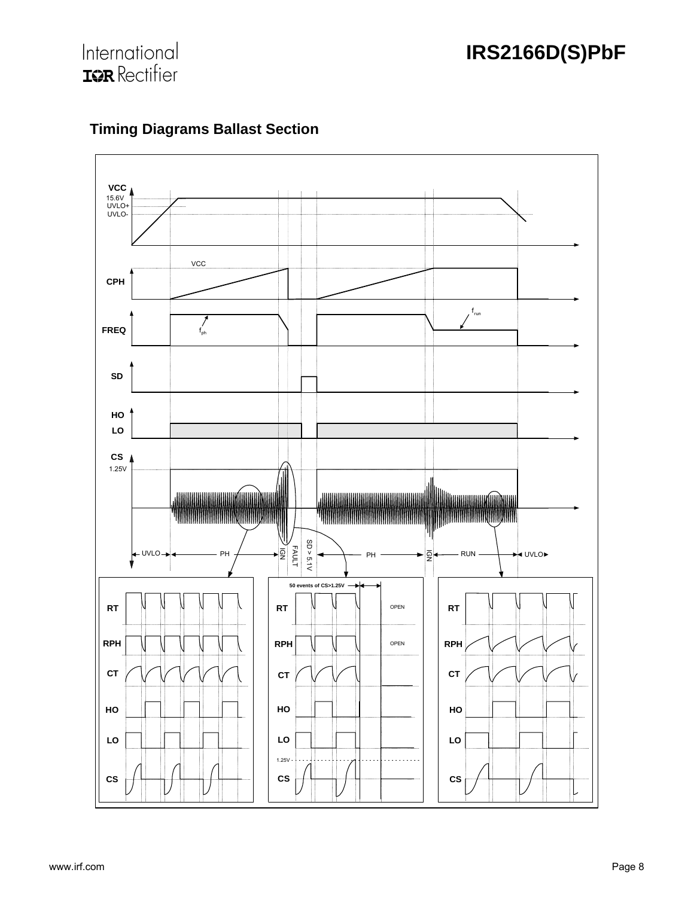## Timing Diagrams Ballast Section

VCC
15.6V
UVLO+
UVLO-

CPH
VCC

FREQ
$f_{ph}$
$f_{run}$

SD

HO
LO

CS
1.25V

UVLO | PH | IGN | FAULT | SD > 5.1V | PH | IGN | RUN | UVLO

RT
RPH
CT
HO
LO
CS

50 events of CS>1.25V

RT — OPEN
RPH — OPEN
CT
HO
LO
1.25V
CS

RT
RPH
CT
HO
LO
CS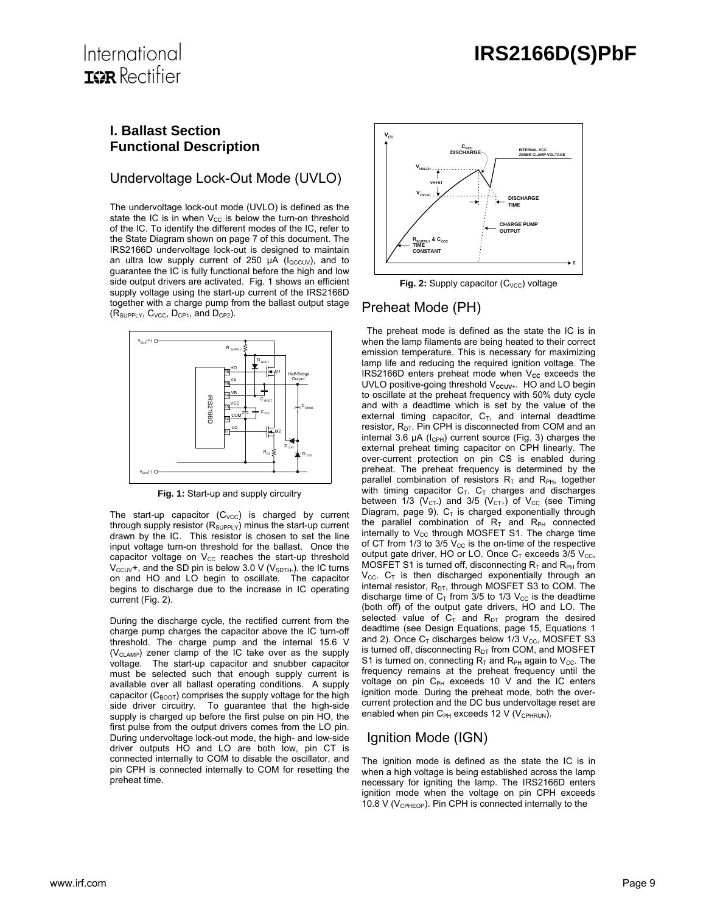# I. Ballast Section Functional Description

## Undervoltage Lock-Out Mode (UVLO)

The undervoltage lock-out mode (UVLO) is defined as the state the IC is in when $V_{CC}$ is below the turn-on threshold of the IC. To identify the different modes of the IC, refer to the State Diagram shown on page 7 of this document. The IRS2166D undervoltage lock-out is designed to maintain an ultra low supply current of 250 µA ($I_{QCCUV}$), and to guarantee the IC is fully functional before the high and low side output drivers are activated. Fig. 1 shows an efficient supply voltage using the start-up current of the IRS2166D together with a charge pump from the ballast output stage ($R_{SUPPLY}$, $C_{VCC}$, $D_{CP1}$, and $D_{CP2}$).

**Fig. 1:** Start-up and supply circuitry

The start-up capacitor ($C_{VCC}$) is charged by current through supply resistor ($R_{SUPPLY}$) minus the start-up current drawn by the IC. This resistor is chosen to set the line input voltage turn-on threshold for the ballast. Once the capacitor voltage on $V_{CC}$ reaches the start-up threshold $V_{CCUV}$+, and the SD pin is below 3.0 V ($V_{SDTH-}$), the IC turns on and HO and LO begin to oscillate. The capacitor begins to discharge due to the increase in IC operating current (Fig. 2).

During the discharge cycle, the rectified current from the charge pump charges the capacitor above the IC turn-off threshold. The charge pump and the internal 15.6 V ($V_{CLAMP}$) zener clamp of the IC take over as the supply voltage. The start-up capacitor and snubber capacitor must be selected such that enough supply current is available over all ballast operating conditions. A supply capacitor ($C_{BOOT}$) comprises the supply voltage for the high side driver circuitry. To guarantee that the high-side supply is charged up before the first pulse on pin HO, the first pulse from the output drivers comes from the LO pin. During undervoltage lock-out mode, the high- and low-side driver outputs HO and LO are both low, pin CT is connected internally to COM to disable the oscillator, and pin CPH is connected internally to COM for resetting the preheat time.

**Fig. 2:** Supply capacitor ($C_{VCC}$) voltage

## Preheat Mode (PH)

The preheat mode is defined as the state the IC is in when the lamp filaments are being heated to their correct emission temperature. This is necessary for maximizing lamp life and reducing the required ignition voltage. The IRS2166D enters preheat mode when $V_{CC}$ exceeds the UVLO positive-going threshold $V_{CCUV+}$. HO and LO begin to oscillate at the preheat frequency with 50% duty cycle and with a deadtime which is set by the value of the external timing capacitor, $C_T$, and internal deadtime resistor, $R_{DT}$. Pin CPH is disconnected from COM and an internal 3.6 µA ($I_{CPH}$) current source (Fig. 3) charges the external preheat timing capacitor on CPH linearly. The over-current protection on pin CS is enabled during preheat. The preheat frequency is determined by the parallel combination of resistors $R_T$ and $R_{PH}$, together with timing capacitor $C_T$. $C_T$ charges and discharges between 1/3 ($V_{CT-}$) and 3/5 ($V_{CT+}$) of $V_{CC}$ (see Timing Diagram, page 9). $C_T$ is charged exponentially through the parallel combination of $R_T$ and $R_{PH}$ connected internally to $V_{CC}$ through MOSFET S1. The charge time of CT from 1/3 to 3/5 $V_{CC}$ is the on-time of the respective output gate driver, HO or LO. Once $C_T$ exceeds 3/5 $V_{CC}$, MOSFET S1 is turned off, disconnecting $R_T$ and $R_{PH}$ from $V_{CC}$. $C_T$ is then discharged exponentially through an internal resistor, $R_{DT}$, through MOSFET S3 to COM. The discharge time of $C_T$ from 3/5 to 1/3 $V_{CC}$ is the deadtime (both off) of the output gate drivers, HO and LO. The selected value of $C_T$ and $R_{DT}$ program the desired deadtime (see Design Equations, page 15, Equations 1 and 2). Once $C_T$ discharges below 1/3 $V_{CC}$, MOSFET S3 is turned off, disconnecting $R_{DT}$ from COM, and MOSFET S1 is turned on, connecting $R_T$ and $R_{PH}$ again to $V_{CC}$. The frequency remains at the preheat frequency until the voltage on pin $C_{PH}$ exceeds 10 V and the IC enters ignition mode. During the preheat mode, both the over-current protection and the DC bus undervoltage reset are enabled when pin $C_{PH}$ exceeds 12 V ($V_{CPHRUN}$).

## Ignition Mode (IGN)

The ignition mode is defined as the state the IC is in when a high voltage is being established across the lamp necessary for igniting the lamp. The IRS2166D enters ignition mode when the voltage on pin CPH exceeds 10.8 V ($V_{CPHEOP}$). Pin CPH is connected internally to the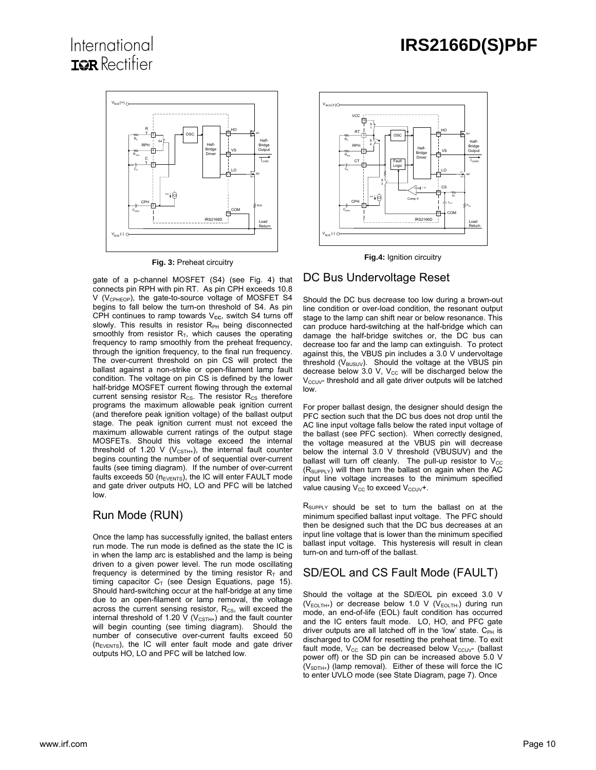Fig. 3: Preheat circuitry

Fig.4: Ignition circuitry

gate of a p-channel MOSFET (S4) (see Fig. 4) that connects pin RPH with pin RT. As pin CPH exceeds 10.8 V ($V_{CPHEOP}$), the gate-to-source voltage of MOSFET S4 begins to fall below the turn-on threshold of S4. As pin CPH continues to ramp towards $V_{CC}$, switch S4 turns off slowly. This results in resistor $R_{PH}$ being disconnected smoothly from resistor $R_T$, which causes the operating frequency to ramp smoothly from the preheat frequency, through the ignition frequency, to the final run frequency. The over-current threshold on pin CS will protect the ballast against a non-strike or open-filament lamp fault condition. The voltage on pin CS is defined by the lower half-bridge MOSFET current flowing through the external current sensing resistor $R_{CS}$. The resistor $R_{CS}$ therefore programs the maximum allowable peak ignition current (and therefore peak ignition voltage) of the ballast output stage. The peak ignition current must not exceed the maximum allowable current ratings of the output stage MOSFETs. Should this voltage exceed the internal threshold of 1.20 V ($V_{CSTH+}$), the internal fault counter begins counting the number of of sequential over-current faults (see timing diagram). If the number of over-current faults exceeds 50 ($n_{EVENTS}$), the IC will enter FAULT mode and gate driver outputs HO, LO and PFC will be latched low.

## Run Mode (RUN)

Once the lamp has successfully ignited, the ballast enters run mode. The run mode is defined as the state the IC is in when the lamp arc is established and the lamp is being driven to a given power level. The run mode oscillating frequency is determined by the timing resistor $R_T$ and timing capacitor $C_T$ (see Design Equations, page 15). Should hard-switching occur at the half-bridge at any time due to an open-filament or lamp removal, the voltage across the current sensing resistor, $R_{CS}$, will exceed the internal threshold of 1.20 V ($V_{CSTH+}$) and the fault counter will begin counting (see timing diagram). Should the number of consecutive over-current faults exceed 50 ($n_{EVENTS}$), the IC will enter fault mode and gate driver outputs HO, LO and PFC will be latched low.

## DC Bus Undervoltage Reset

Should the DC bus decrease too low during a brown-out line condition or over-load condition, the resonant output stage to the lamp can shift near or below resonance. This can produce hard-switching at the half-bridge which can damage the half-bridge switches or, the DC bus can decrease too far and the lamp can extinguish. To protect against this, the VBUS pin includes a 3.0 V undervoltage threshold ($V_{BUSUV}$). Should the voltage at the VBUS pin decrease below 3.0 V, $V_{CC}$ will be discharged below the $V_{CCUV}$- threshold and all gate driver outputs will be latched low.

For proper ballast design, the designer should design the PFC section such that the DC bus does not drop until the AC line input voltage falls below the rated input voltage of the ballast (see PFC section). When correctly designed, the voltage measured at the VBUS pin will decrease below the internal 3.0 V threshold (VBUSUV) and the ballast will turn off cleanly. The pull-up resistor to $V_{CC}$ ($R_{SUPPLY}$) will then turn the ballast on again when the AC input line voltage increases to the minimum specified value causing $V_{CC}$ to exceed $V_{CCUV}$+.

$R_{SUPPLY}$ should be set to turn the ballast on at the minimum specified ballast input voltage. The PFC should then be designed such that the DC bus decreases at an input line voltage that is lower than the minimum specified ballast input voltage. This hysteresis will result in clean turn-on and turn-off of the ballast.

## SD/EOL and CS Fault Mode (FAULT)

Should the voltage at the SD/EOL pin exceed 3.0 V ($V_{EOLTH+}$) or decrease below 1.0 V ($V_{EOLTH-}$) during run mode, an end-of-life (EOL) fault condition has occurred and the IC enters fault mode. LO, HO, and PFC gate driver outputs are all latched off in the 'low' state. $C_{PH}$ is discharged to COM for resetting the preheat time. To exit fault mode, $V_{CC}$ can be decreased below $V_{CCUV}$- (ballast power off) or the SD pin can be increased above 5.0 V ($V_{SDTH+}$) (lamp removal). Either of these will force the IC to enter UVLO mode (see State Diagram, page 7). Once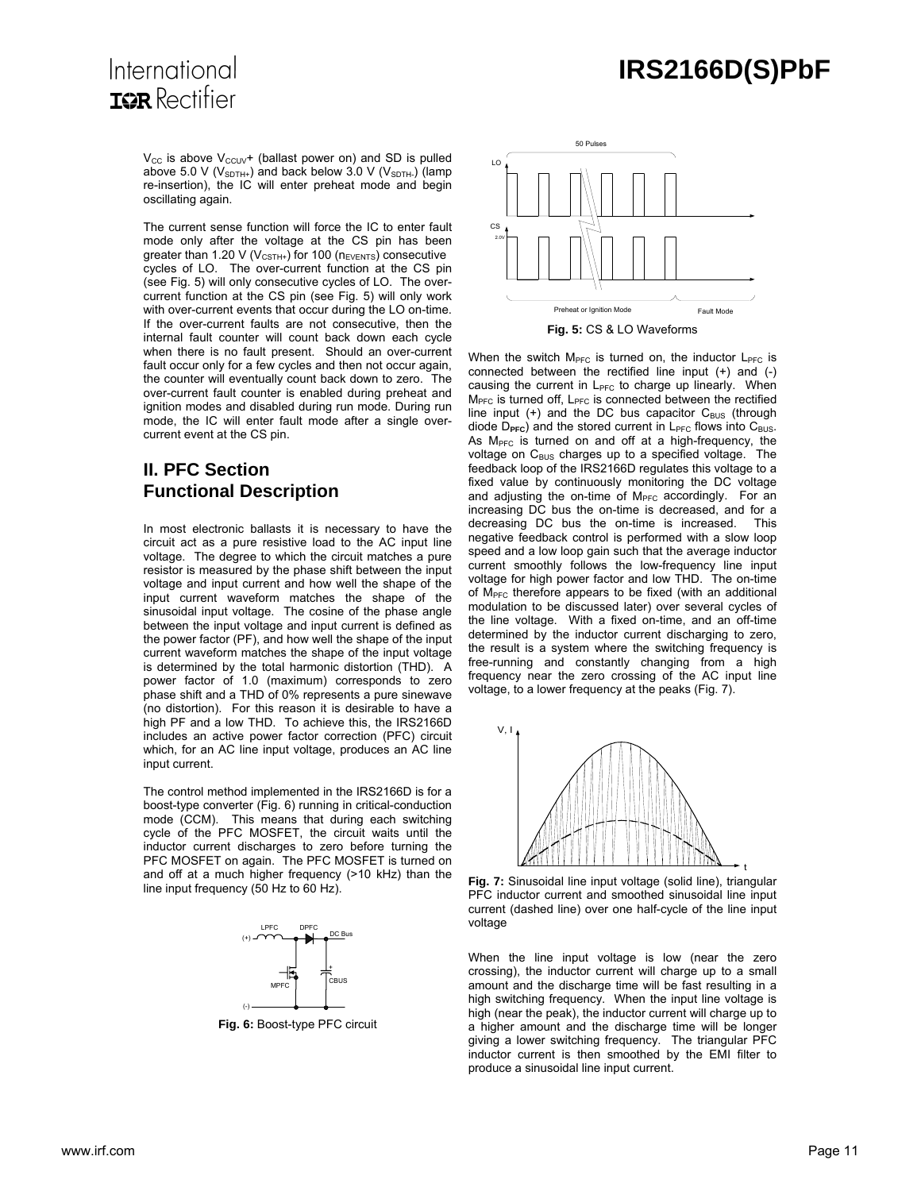$V_{CC}$ is above $V_{CCUV}$+ (ballast power on) and SD is pulled above 5.0 V ($V_{SDTH+}$) and back below 3.0 V ($V_{SDTH-}$) (lamp re-insertion), the IC will enter preheat mode and begin oscillating again.

The current sense function will force the IC to enter fault mode only after the voltage at the CS pin has been greater than 1.20 V ($V_{CSTH+}$) for 100 ($n_{EVENTS}$) consecutive cycles of LO. The over-current function at the CS pin (see Fig. 5) will only consecutive cycles of LO. The over-current function at the CS pin (see Fig. 5) will only work with over-current events that occur during the LO on-time. If the over-current faults are not consecutive, then the internal fault counter will count back down each cycle when there is no fault present. Should an over-current fault occur only for a few cycles and then not occur again, the counter will eventually count back down to zero. The over-current fault counter is enabled during preheat and ignition modes and disabled during run mode. During run mode, the IC will enter fault mode after a single over-current event at the CS pin.

**Fig. 5:** CS & LO Waveforms

## II. PFC Section Functional Description

In most electronic ballasts it is necessary to have the circuit act as a pure resistive load to the AC input line voltage. The degree to which the circuit matches a pure resistor is measured by the phase shift between the input voltage and input current and how well the shape of the input current waveform matches the shape of the sinusoidal input voltage. The cosine of the phase angle between the input voltage and input current is defined as the power factor (PF), and how well the shape of the input current waveform matches the shape of the input voltage is determined by the total harmonic distortion (THD). A power factor of 1.0 (maximum) corresponds to zero phase shift and a THD of 0% represents a pure sinewave (no distortion). For this reason it is desirable to have a high PF and a low THD. To achieve this, the IRS2166D includes an active power factor correction (PFC) circuit which, for an AC line input voltage, produces an AC line input current.

The control method implemented in the IRS2166D is for a boost-type converter (Fig. 6) running in critical-conduction mode (CCM). This means that during each switching cycle of the PFC MOSFET, the circuit waits until the inductor current discharges to zero before turning the PFC MOSFET on again. The PFC MOSFET is turned on and off at a much higher frequency (>10 kHz) than the line input frequency (50 Hz to 60 Hz).

**Fig. 6:** Boost-type PFC circuit

When the switch $M_{PFC}$ is turned on, the inductor $L_{PFC}$ is connected between the rectified line input (+) and (-) causing the current in $L_{PFC}$ to charge up linearly. When $M_{PFC}$ is turned off, $L_{PFC}$ is connected between the rectified line input (+) and the DC bus capacitor $C_{BUS}$ (through diode $D_{PFC}$) and the stored current in $L_{PFC}$ flows into $C_{BUS}$. As $M_{PFC}$ is turned on and off at a high-frequency, the voltage on $C_{BUS}$ charges up to a specified voltage. The feedback loop of the IRS2166D regulates this voltage to a fixed value by continuously monitoring the DC voltage and adjusting the on-time of $M_{PFC}$ accordingly. For an increasing DC bus the on-time is decreased, and for a decreasing DC bus the on-time is increased. This negative feedback control is performed with a slow loop speed and a low loop gain such that the average inductor current smoothly follows the low-frequency line input voltage for high power factor and low THD. The on-time of $M_{PFC}$ therefore appears to be fixed (with an additional modulation to be discussed later) over several cycles of the line voltage. With a fixed on-time, and an off-time determined by the inductor current discharging to zero, the result is a system where the switching frequency is free-running and constantly changing from a high frequency near the zero crossing of the AC input line voltage, to a lower frequency at the peaks (Fig. 7).

**Fig. 7:** Sinusoidal line input voltage (solid line), triangular PFC inductor current and smoothed sinusoidal line input current (dashed line) over one half-cycle of the line input voltage

When the line input voltage is low (near the zero crossing), the inductor current will charge up to a small amount and the discharge time will be fast resulting in a high switching frequency. When the input line voltage is high (near the peak), the inductor current will charge up to a higher amount and the discharge time will be longer giving a lower switching frequency. The triangular PFC inductor current is then smoothed by the EMI filter to produce a sinusoidal line input current.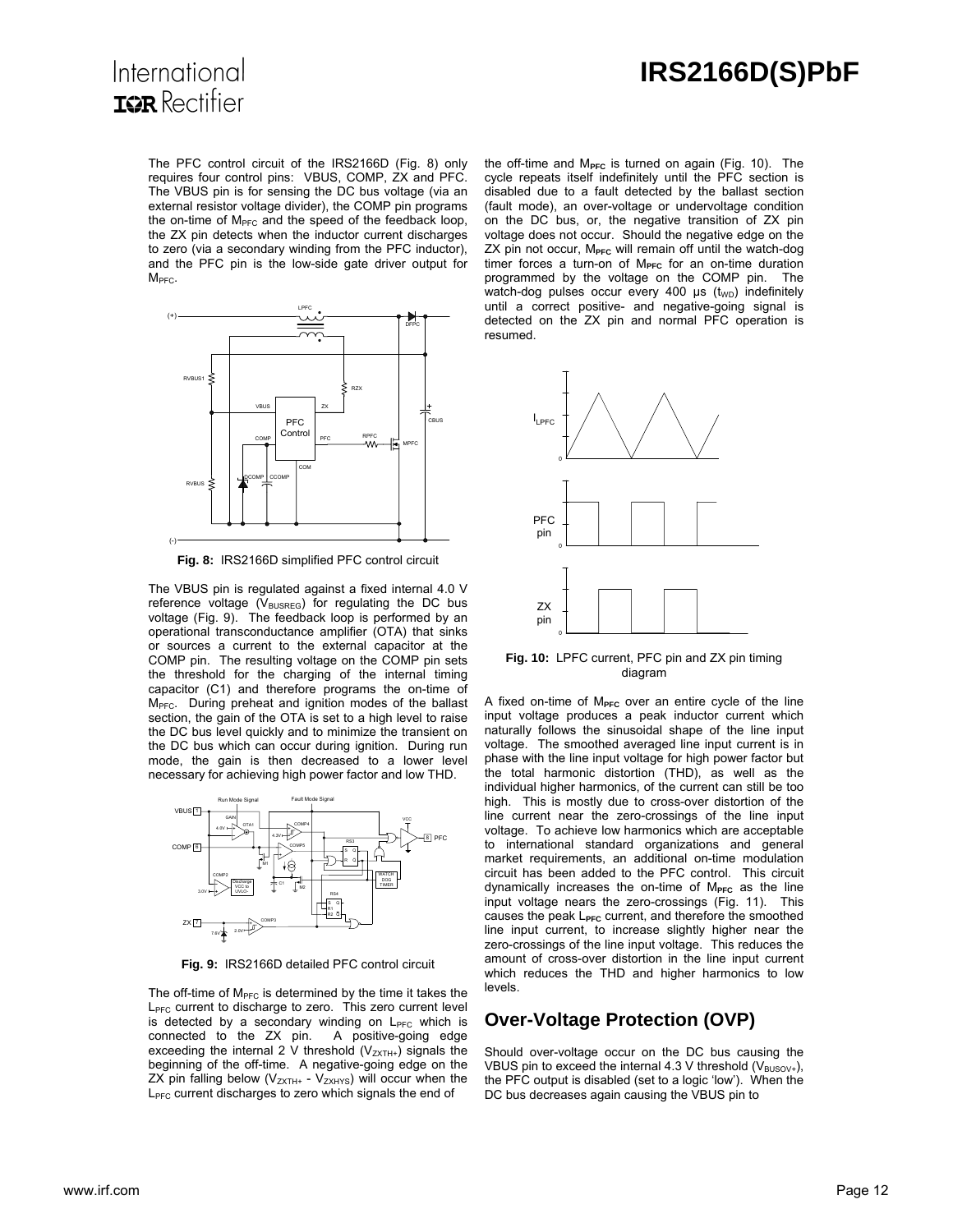The PFC control circuit of the IRS2166D (Fig. 8) only requires four control pins: VBUS, COMP, ZX and PFC. The VBUS pin is for sensing the DC bus voltage (via an external resistor voltage divider), the COMP pin programs the on-time of $M_{PFC}$ and the speed of the feedback loop, the ZX pin detects when the inductor current discharges to zero (via a secondary winding from the PFC inductor), and the PFC pin is the low-side gate driver output for $M_{PFC}$.

**Fig. 8:** IRS2166D simplified PFC control circuit

The VBUS pin is regulated against a fixed internal 4.0 V reference voltage ($V_{BUSREG}$) for regulating the DC bus voltage (Fig. 9). The feedback loop is performed by an operational transconductance amplifier (OTA) that sinks or sources a current to the external capacitor at the COMP pin. The resulting voltage on the COMP pin sets the threshold for the charging of the internal timing capacitor (C1) and therefore programs the on-time of $M_{PFC}$. During preheat and ignition modes of the ballast section, the gain of the OTA is set to a high level to raise the DC bus level quickly and to minimize the transient on the DC bus which can occur during ignition. During run mode, the gain is then decreased to a lower level necessary for achieving high power factor and low THD.

**Fig. 9:** IRS2166D detailed PFC control circuit

The off-time of $M_{PFC}$ is determined by the time it takes the $L_{PFC}$ current to discharge to zero. This zero current level is detected by a secondary winding on $L_{PFC}$ which is connected to the ZX pin. A positive-going edge exceeding the internal 2 V threshold ($V_{ZXTH+}$) signals the beginning of the off-time. A negative-going edge on the ZX pin falling below ($V_{ZXTH+}$ - $V_{ZXHYS}$) will occur when the $L_{PFC}$ current discharges to zero which signals the end of the off-time and $M_{PFC}$ is turned on again (Fig. 10). The cycle repeats itself indefinitely until the PFC section is disabled due to a fault detected by the ballast section (fault mode), an over-voltage or undervoltage condition on the DC bus, or, the negative transition of ZX pin voltage does not occur. Should the negative edge on the ZX pin not occur, $M_{PFC}$ will remain off until the watch-dog timer forces a turn-on of $M_{PFC}$ for an on-time duration programmed by the voltage on the COMP pin. The watch-dog pulses occur every 400 µs ($t_{WD}$) indefinitely until a correct positive- and negative-going signal is detected on the ZX pin and normal PFC operation is resumed.

**Fig. 10:** LPFC current, PFC pin and ZX pin timing diagram

A fixed on-time of $M_{PFC}$ over an entire cycle of the line input voltage produces a peak inductor current which naturally follows the sinusoidal shape of the line input voltage. The smoothed averaged line input current is in phase with the line input voltage for high power factor but the total harmonic distortion (THD), as well as the individual higher harmonics, of the current can still be too high. This is mostly due to cross-over distortion of the line current near the zero-crossings of the line input voltage. To achieve low harmonics which are acceptable to international standard organizations and general market requirements, an additional on-time modulation circuit has been added to the PFC control. This circuit dynamically increases the on-time of $M_{PFC}$ as the line input voltage nears the zero-crossings (Fig. 11). This causes the peak $L_{PFC}$ current, and therefore the smoothed line input current, to increase slightly higher near the zero-crossings of the line input voltage. This reduces the amount of cross-over distortion in the line input current which reduces the THD and higher harmonics to low levels.

## Over-Voltage Protection (OVP)

Should over-voltage occur on the DC bus causing the VBUS pin to exceed the internal 4.3 V threshold ($V_{BUSOV+}$), the PFC output is disabled (set to a logic 'low'). When the DC bus decreases again causing the VBUS pin to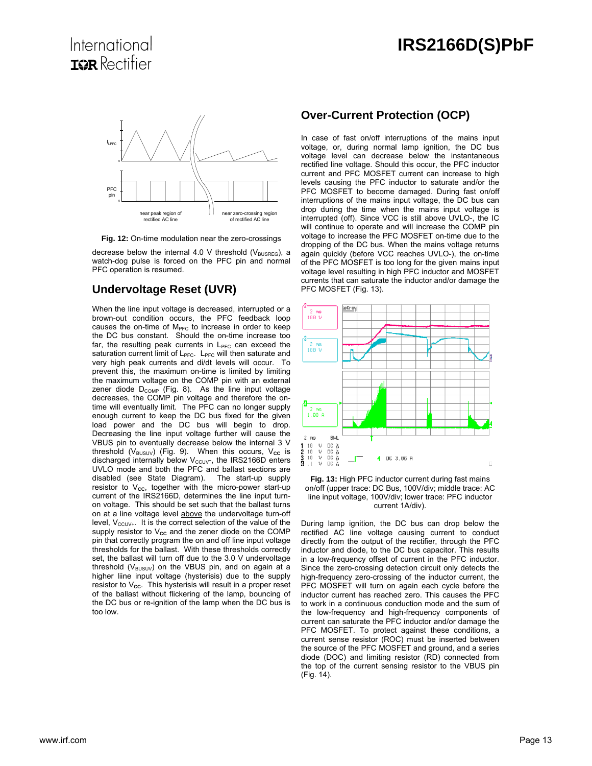**Fig. 12:** On-time modulation near the zero-crossings

decrease below the internal 4.0 V threshold ($V_{BUSREG}$), a watch-dog pulse is forced on the PFC pin and normal PFC operation is resumed.

## Undervoltage Reset (UVR)

When the line input voltage is decreased, interrupted or a brown-out condition occurs, the PFC feedback loop causes the on-time of $M_{PFC}$ to increase in order to keep the DC bus constant. Should the on-time increase too far, the resulting peak currents in $L_{PFC}$ can exceed the saturation current limit of $L_{PFC}$. $L_{PFC}$ will then saturate and very high peak currents and di/dt levels will occur. To prevent this, the maximum on-time is limited by limiting the maximum voltage on the COMP pin with an external zener diode $D_{COMP}$ (Fig. 8). As the line input voltage decreases, the COMP pin voltage and therefore the on-time will eventually limit. The PFC can no longer supply enough current to keep the DC bus fixed for the given load power and the DC bus will begin to drop. Decreasing the line input voltage further will cause the VBUS pin to eventually decrease below the internal 3 V threshold ($V_{BUSUV}$) (Fig. 9). When this occurs, $V_{CC}$ is discharged internally below $V_{CCUV}$-, the IRS2166D enters UVLO mode and both the PFC and ballast sections are disabled (see State Diagram). The start-up supply resistor to $V_{CC}$, together with the micro-power start-up current of the IRS2166D, determines the line input turn-on voltage. This should be set such that the ballast turns on at a line voltage level above the undervoltage turn-off level, $V_{CCUV+}$. It is the correct selection of the value of the supply resistor to $V_{CC}$ and the zener diode on the COMP pin that correctly program the on and off line input voltage thresholds for the ballast. With these thresholds correctly set, the ballast will turn off due to the 3.0 V undervoltage threshold ($V_{BUSUV}$) on the VBUS pin, and on again at a higher liine input voltage (hysterisis) due to the supply resistor to $V_{CC}$. This hysterisis will result in a proper reset of the ballast without flickering of the lamp, bouncing of the DC bus or re-ignition of the lamp when the DC bus is too low.

## Over-Current Protection (OCP)

In case of fast on/off interruptions of the mains input voltage, or, during normal lamp ignition, the DC bus voltage level can decrease below the instantaneous rectified line voltage. Should this occur, the PFC inductor current and PFC MOSFET current can increase to high levels causing the PFC inductor to saturate and/or the PFC MOSFET to become damaged. During fast on/off interruptions of the mains input voltage, the DC bus can drop during the time when the mains input voltage is interrupted (off). Since VCC is still above UVLO-, the IC will continue to operate and will increase the COMP pin voltage to increase the PFC MOSFET on-time due to the dropping of the DC bus. When the mains voltage returns again quickly (before VCC reaches UVLO-), the on-time of the PFC MOSFET is too long for the given mains input voltage level resulting in high PFC inductor and MOSFET currents that can saturate the inductor and/or damage the PFC MOSFET (Fig. 13).

**Fig. 13:** High PFC inductor current during fast mains on/off (upper trace: DC Bus, 100V/div; middle trace: AC line input voltage, 100V/div; lower trace: PFC inductor current 1A/div).

During lamp ignition, the DC bus can drop below the rectified AC line voltage causing current to conduct directly from the output of the rectifier, through the PFC inductor and diode, to the DC bus capacitor. This results in a low-frequency offset of current in the PFC inductor. Since the zero-crossing detection circuit only detects the high-frequency zero-crossing of the inductor current, the PFC MOSFET will turn on again each cycle before the inductor current has reached zero. This causes the PFC to work in a continuous conduction mode and the sum of the low-frequency and high-frequency components of current can saturate the PFC inductor and/or damage the PFC MOSFET. To protect against these conditions, a current sense resistor (ROC) must be inserted between the source of the PFC MOSFET and ground, and a series diode (DOC) and limiting resistor (RD) connected from the top of the current sensing resistor to the VBUS pin (Fig. 14).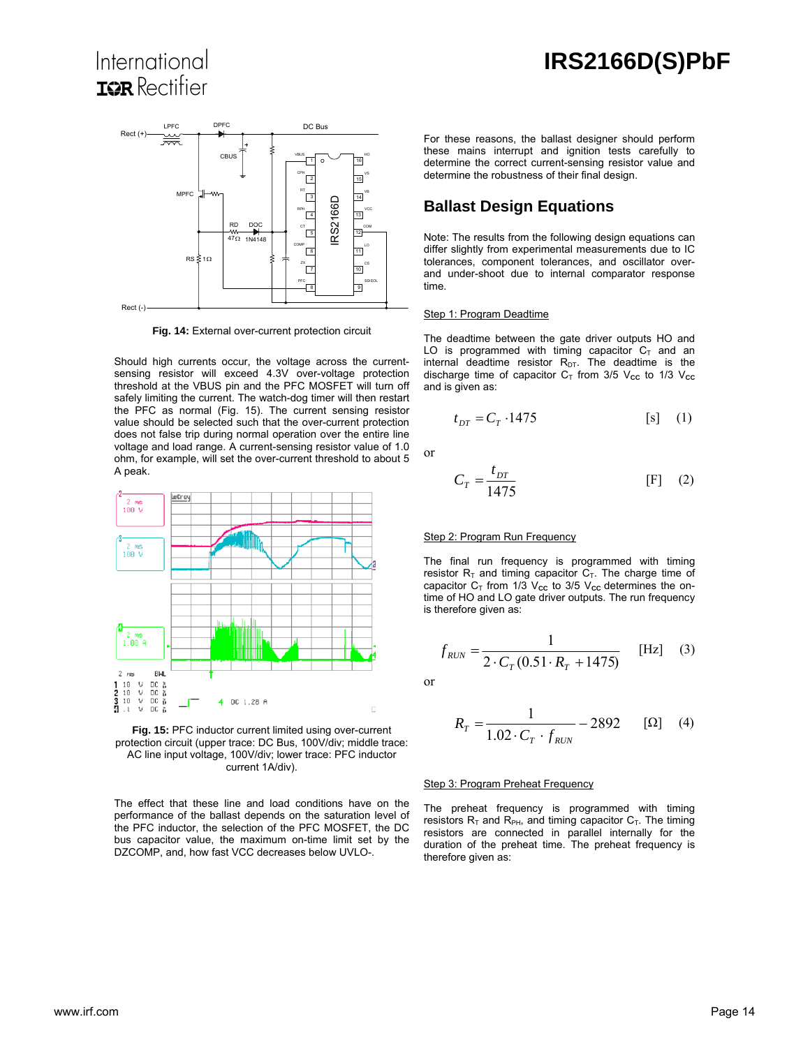Fig. 14: External over-current protection circuit

Should high currents occur, the voltage across the current-sensing resistor will exceed 4.3V over-voltage protection threshold at the VBUS pin and the PFC MOSFET will turn off safely limiting the current. The watch-dog timer will then restart the PFC as normal (Fig. 15). The current sensing resistor value should be selected such that the over-current protection does not false trip during normal operation over the entire line voltage and load range. A current-sensing resistor value of 1.0 ohm, for example, will set the over-current threshold to about 5 A peak.

**Fig. 15:** PFC inductor current limited using over-current protection circuit (upper trace: DC Bus, 100V/div; middle trace: AC line input voltage, 100V/div; lower trace: PFC inductor current 1A/div).

The effect that these line and load conditions have on the performance of the ballast depends on the saturation level of the PFC inductor, the selection of the PFC MOSFET, the DC bus capacitor value, the maximum on-time limit set by the DZCOMP, and, how fast VCC decreases below UVLO-.

For these reasons, the ballast designer should perform these mains interrupt and ignition tests carefully to determine the correct current-sensing resistor value and determine the robustness of their final design.

## Ballast Design Equations

Note: The results from the following design equations can differ slightly from experimental measurements due to IC tolerances, component tolerances, and oscillator over- and under-shoot due to internal comparator response time.

Step 1: Program Deadtime

The deadtime between the gate driver outputs HO and LO is programmed with timing capacitor $C_T$ and an internal deadtime resistor $R_{DT}$. The deadtime is the discharge time of capacitor $C_T$ from 3/5 $V_{CC}$ to 1/3 $V_{CC}$ and is given as:

$$t_{DT} = C_T \cdot 1475 \quad [s] \quad (1)$$

or

$$C_T = \frac{t_{DT}}{1475} \quad [F] \quad (2)$$

Step 2: Program Run Frequency

The final run frequency is programmed with timing resistor $R_T$ and timing capacitor $C_T$. The charge time of capacitor $C_T$ from 1/3 $V_{CC}$ to 3/5 $V_{CC}$ determines the on-time of HO and LO gate driver outputs. The run frequency is therefore given as:

$$f_{RUN} = \frac{1}{2 \cdot C_T (0.51 \cdot R_T + 1475)} \quad [Hz] \quad (3)$$

or

$$R_T = \frac{1}{1.02 \cdot C_T \cdot f_{RUN}} - 2892 \quad [\Omega] \quad (4)$$

Step 3: Program Preheat Frequency

The preheat frequency is programmed with timing resistors $R_T$ and $R_{PH}$, and timing capacitor $C_T$. The timing resistors are connected in parallel internally for the duration of the preheat time. The preheat frequency is therefore given as: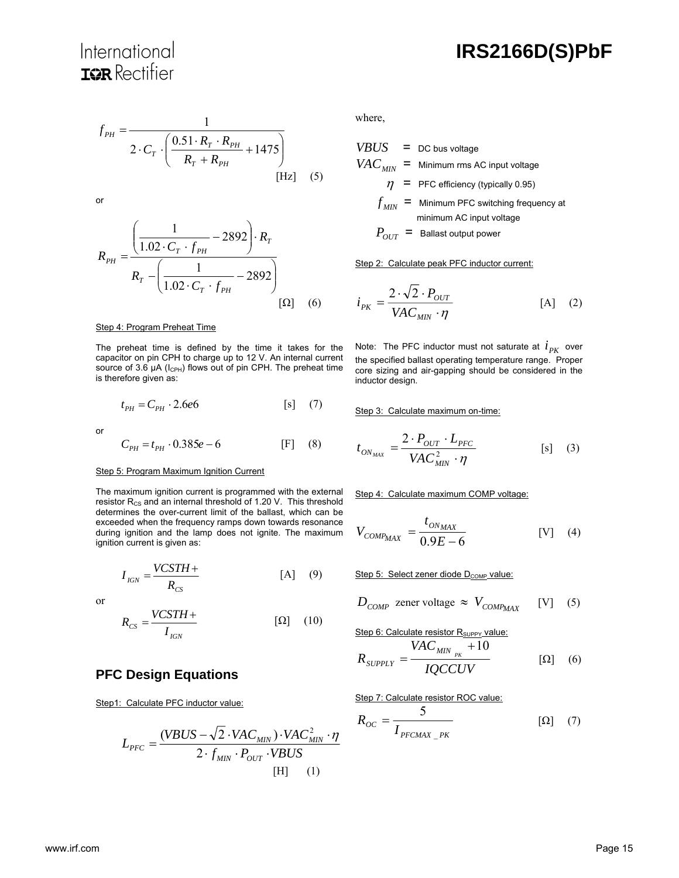$$f_{PH} = \frac{1}{2 \cdot C_T \cdot \left( \frac{0.51 \cdot R_T \cdot R_{PH}}{R_T + R_{PH}} + 1475 \right)} \quad \text{[Hz]} \quad (5)$$

or

$$R_{PH} = \frac{\left( \frac{1}{1.02 \cdot C_T \cdot f_{PH}} - 2892 \right) \cdot R_T}{R_T - \left( \frac{1}{1.02 \cdot C_T \cdot f_{PH}} - 2892 \right)} \quad [\Omega] \quad (6)$$

Step 4: Program Preheat Time

The preheat time is defined by the time it takes for the capacitor on pin CPH to charge up to 12 V. An internal current source of 3.6 µA ($I_{CPH}$) flows out of pin CPH. The preheat time is therefore given as:

$$t_{PH} = C_{PH} \cdot 2.6e6 \quad \text{[s]} \quad (7)$$

or

$$C_{PH} = t_{PH} \cdot 0.385e-6 \quad \text{[F]} \quad (8)$$

Step 5: Program Maximum Ignition Current

The maximum ignition current is programmed with the external resistor $R_{CS}$ and an internal threshold of 1.20 V. This threshold determines the over-current limit of the ballast, which can be exceeded when the frequency ramps down towards resonance during ignition and the lamp does not ignite. The maximum ignition current is given as:

$$I_{IGN} = \frac{VCSTH+}{R_{CS}} \quad \text{[A]} \quad (9)$$

or

$$R_{CS} = \frac{VCSTH+}{I_{IGN}} \quad [\Omega] \quad (10)$$

## PFC Design Equations

Step1: Calculate PFC inductor value:

$$L_{PFC} = \frac{(VBUS - \sqrt{2} \cdot VAC_{MIN}) \cdot VAC_{MIN}^2 \cdot \eta}{2 \cdot f_{MIN} \cdot P_{OUT} \cdot VBUS} \quad \text{[H]} \quad (1)$$

where,

$VBUS$ = DC bus voltage
$VAC_{MIN}$ = Minimum rms AC input voltage
$\eta$ = PFC efficiency (typically 0.95)
$f_{MIN}$ = Minimum PFC switching frequency at minimum AC input voltage
$P_{OUT}$ = Ballast output power

Step 2: Calculate peak PFC inductor current:

$$i_{PK} = \frac{2 \cdot \sqrt{2} \cdot P_{OUT}}{VAC_{MIN} \cdot \eta} \quad \text{[A]} \quad (2)$$

Note: The PFC inductor must not saturate at $i_{PK}$ over the specified ballast operating temperature range. Proper core sizing and air-gapping should be considered in the inductor design.

Step 3: Calculate maximum on-time:

$$t_{ON_{MAX}} = \frac{2 \cdot P_{OUT} \cdot L_{PFC}}{VAC_{MIN}^2 \cdot \eta} \quad \text{[s]} \quad (3)$$

Step 4: Calculate maximum COMP voltage:

$$V_{COMP_{MAX}} = \frac{t_{ON_{MAX}}}{0.9E-6} \quad \text{[V]} \quad (4)$$

Step 5: Select zener diode $D_{COMP}$ value:

$$D_{COMP} \text{ zener voltage} \approx V_{COMP_{MAX}} \quad \text{[V]} \quad (5)$$

Step 6: Calculate resistor $R_{SUPPY}$ value:

$$R_{SUPPLY} = \frac{VAC_{MIN_{PK}} + 10}{IQCCUV} \quad [\Omega] \quad (6)$$

Step 7: Calculate resistor ROC value:

$$R_{OC} = \frac{5}{I_{PFCMAX\_PK}} \quad [\Omega] \quad (7)$$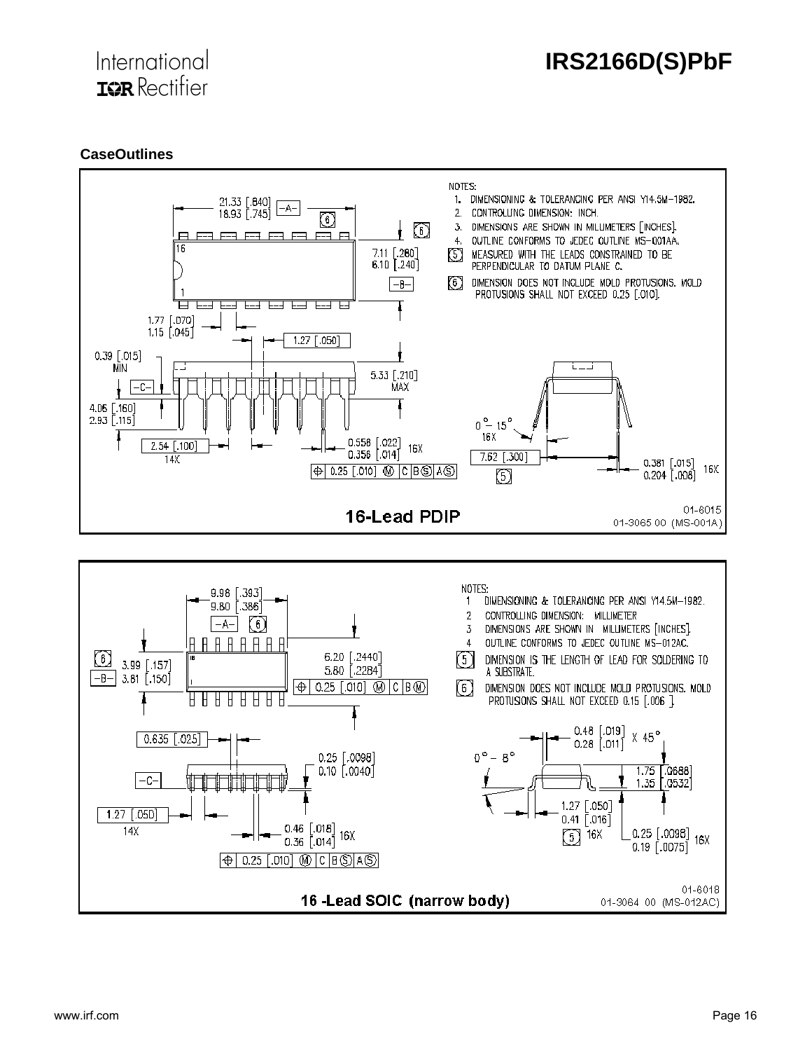## CaseOutlines

NOTES:

1. DIMENSIONING & TOLERANCING PER ANSI Y14.5M-1982.
2. CONTROLLING DIMENSION: INCH.
3. DIMENSIONS ARE SHOWN IN MILLIMETERS [INCHES].
4. OUTLINE CONFORMS TO JEDEC OUTLINE MS-001AA.
5. MEASURED WITH THE LEADS CONSTRAINED TO BE PERPENDICULAR TO DATUM PLANE C.
6. DIMENSION DOES NOT INCLUDE MOLD PROTUSIONS. MOLD PROTUSIONS SHALL NOT EXCEED 0.25 [.010].

21.33 [.840] / 18.93 [.745] -A- 6

7.11 [.280] / 6.10 [.240] -B-

1.77 [.070] / 1.15 [.045]

1.27 [.050]

0.39 [.015] MIN

5.33 [.210] MAX

-C-

4.06 [.160] / 2.93 [.115]

2.54 [.100] 14X

0.558 [.022] / 0.356 [.014] 16X

⊕ 0.25 [.010] Ⓜ C B Ⓢ A Ⓢ

0° - 15° 16X

7.62 [.300] 5

0.381 [.015] / 0.204 [.008] 16X

**16-Lead PDIP**

01-6015
01-3065 00 (MS-001A)

NOTES:

1. DIMENSIONING & TOLERANCING PER ANSI Y14.5M-1982.
2. CONTROLLING DIMENSION: MILLIMETER
3. DIMENSIONS ARE SHOWN IN MILLIMETERS [INCHES].
4. OUTLINE CONFORMS TO JEDEC OUTLINE MS-012AC.
5. DIMENSION IS THE LENGTH OF LEAD FOR SOLDERING TO A SUBSTRATE.
6. DIMENSION DOES NOT INCLUDE MOLD PROTUSIONS. MOLD PROTUSIONS SHALL NOT EXCEED 0.15 [.006 ].

9.98 [.393] / 9.80 [.386] -A- 6

6 3.99 [.157] / -B- 3.81 [.150]

6.20 [.2440] / 5.80 [.2284]

⊕ 0.25 [.010] Ⓜ C B Ⓜ

0.635 [.025]

0.25 [.0098] / 0.10 [.0040]

-C-

1.27 [.050] 14X

0.46 [.018] / 0.36 [.014] 16X

⊕ 0.25 [.010] Ⓜ C B Ⓢ A Ⓢ

0.48 [.019] / 0.28 [.011] X 45°

0° - 8°

1.75 [.0688] / 1.35 [.0532]

1.27 [.050] / 0.41 [.016] 5 16X

0.25 [.0098] / 0.19 [.0075] 16X

**16 -Lead SOIC (narrow body)**

01-6018
01-3064 00 (MS-012AC)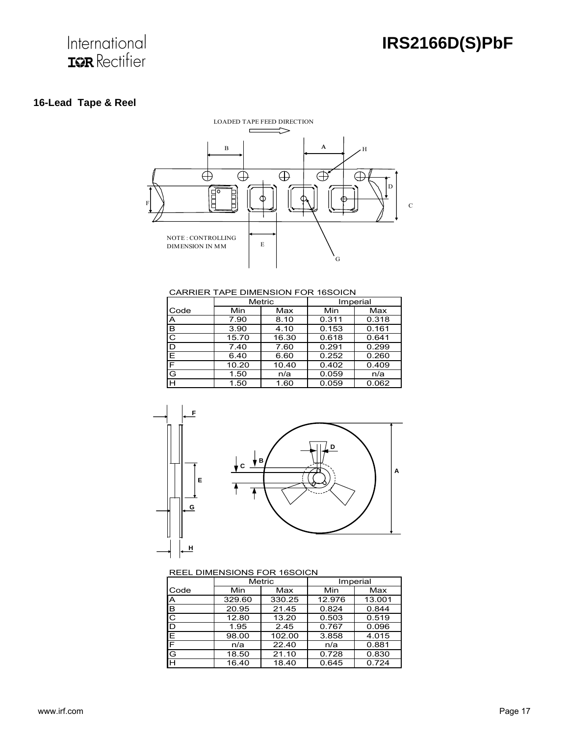## 16-Lead Tape & Reel

LOADED TAPE FEED DIRECTION

NOTE : CONTROLLING DIMENSION IN MM

CARRIER TAPE DIMENSION FOR 16SOICN

| | Metric | | Imperial | |
|---|---|---|---|---|
| Code | Min | Max | Min | Max |
| A | 7.90 | 8.10 | 0.311 | 0.318 |
| B | 3.90 | 4.10 | 0.153 | 0.161 |
| C | 15.70 | 16.30 | 0.618 | 0.641 |
| D | 7.40 | 7.60 | 0.291 | 0.299 |
| E | 6.40 | 6.60 | 0.252 | 0.260 |
| F | 10.20 | 10.40 | 0.402 | 0.409 |
| G | 1.50 | n/a | 0.059 | n/a |
| H | 1.50 | 1.60 | 0.059 | 0.062 |

REEL DIMENSIONS FOR 16SOICN

| | Metric | | Imperial | |
|---|---|---|---|---|
| Code | Min | Max | Min | Max |
| A | 329.60 | 330.25 | 12.976 | 13.001 |
| B | 20.95 | 21.45 | 0.824 | 0.844 |
| C | 12.80 | 13.20 | 0.503 | 0.519 |
| D | 1.95 | 2.45 | 0.767 | 0.096 |
| E | 98.00 | 102.00 | 3.858 | 4.015 |
| F | n/a | 22.40 | n/a | 0.881 |
| G | 18.50 | 21.10 | 0.728 | 0.830 |
| H | 16.40 | 18.40 | 0.645 | 0.724 |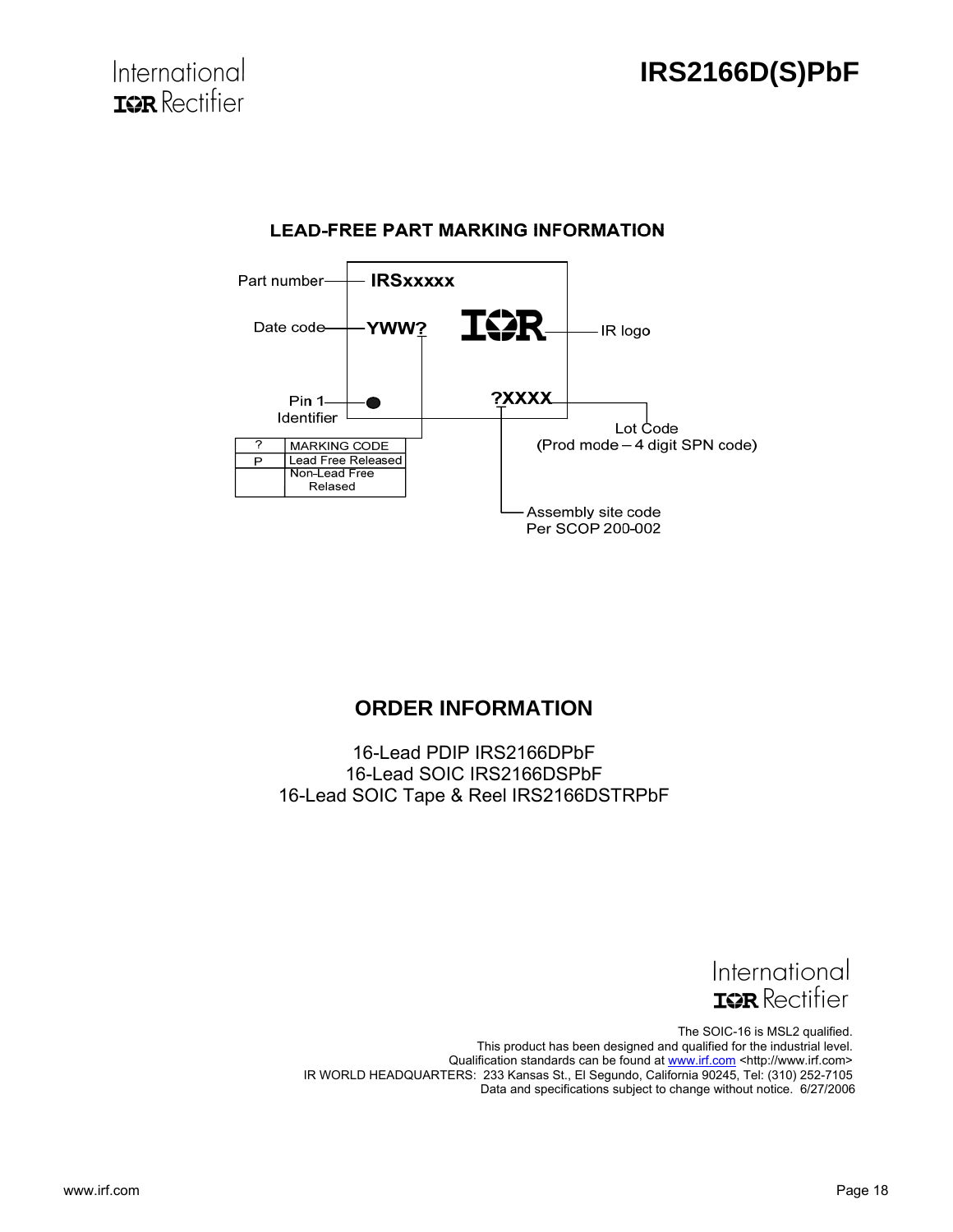## LEAD-FREE PART MARKING INFORMATION

Part number — IRSxxxxx

Date code — YWW?

IR logo

Pin 1 Identifier

?XXXX

Lot Code (Prod mode – 4 digit SPN code)

Assembly site code Per SCOP 200-002

| ? | MARKING CODE |
|---|---|
| P | Lead Free Released |
| | Non-Lead Free Relased |

## ORDER INFORMATION

16-Lead PDIP IRS2166DPbF
16-Lead SOIC IRS2166DSPbF
16-Lead SOIC Tape & Reel IRS2166DSTRPbF

International IOR Rectifier

The SOIC-16 is MSL2 qualified.
This product has been designed and qualified for the industrial level.
Qualification standards can be found at www.irf.com <http://www.irf.com>
IR WORLD HEADQUARTERS: 233 Kansas St., El Segundo, California 90245, Tel: (310) 252-7105
Data and specifications subject to change without notice. 6/27/2006